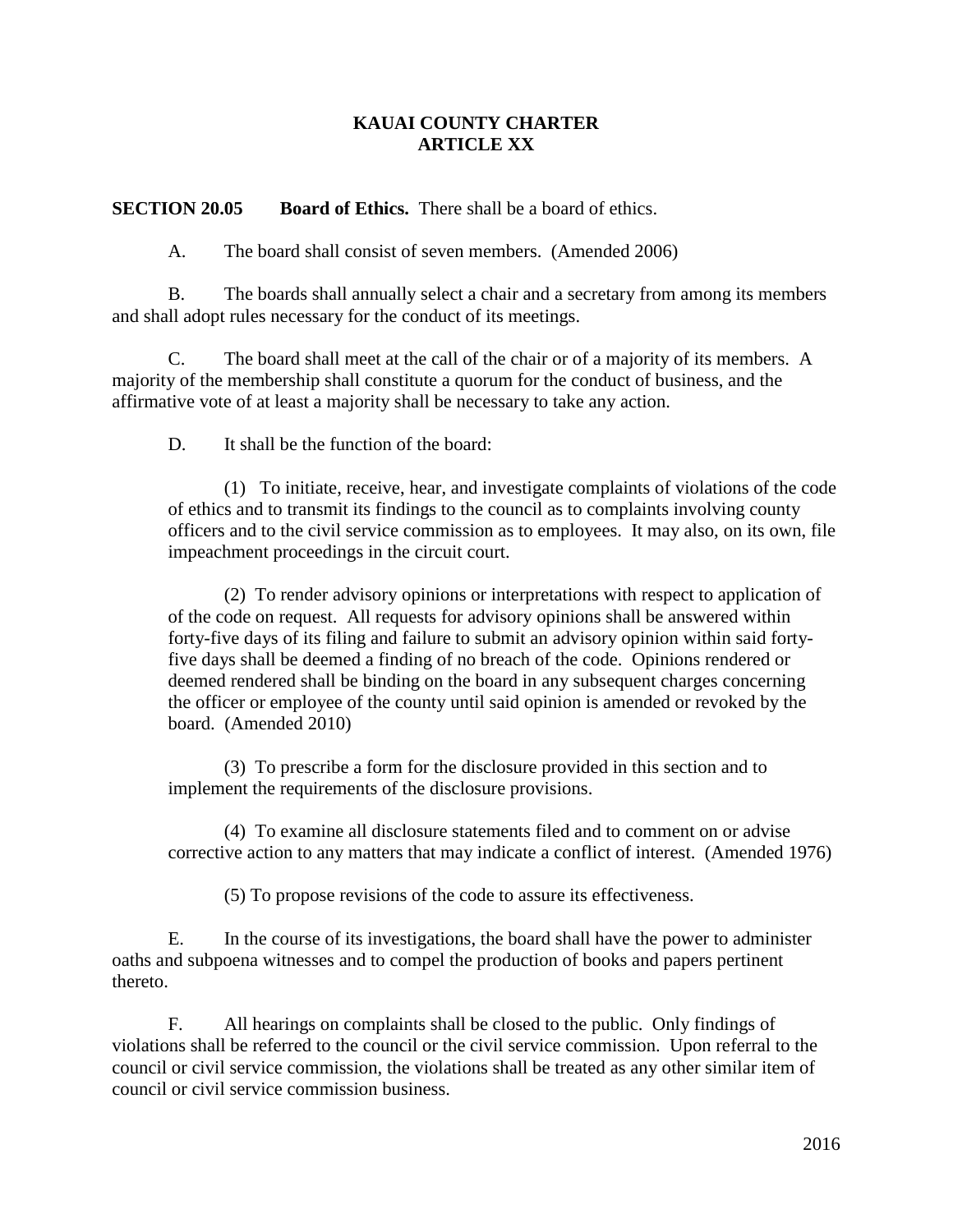# KAUAI COUNTY CHARTER
# ARTICLE XX

**SECTION 20.05 Board of Ethics.** There shall be a board of ethics.

A. The board shall consist of seven members. (Amended 2006)

B. The boards shall annually select a chair and a secretary from among its members and shall adopt rules necessary for the conduct of its meetings.

C. The board shall meet at the call of the chair or of a majority of its members. A majority of the membership shall constitute a quorum for the conduct of business, and the affirmative vote of at least a majority shall be necessary to take any action.

D. It shall be the function of the board:

(1) To initiate, receive, hear, and investigate complaints of violations of the code of ethics and to transmit its findings to the council as to complaints involving county officers and to the civil service commission as to employees. It may also, on its own, file impeachment proceedings in the circuit court.

(2) To render advisory opinions or interpretations with respect to application of of the code on request. All requests for advisory opinions shall be answered within forty-five days of its filing and failure to submit an advisory opinion within said forty-five days shall be deemed a finding of no breach of the code. Opinions rendered or deemed rendered shall be binding on the board in any subsequent charges concerning the officer or employee of the county until said opinion is amended or revoked by the board. (Amended 2010)

(3) To prescribe a form for the disclosure provided in this section and to implement the requirements of the disclosure provisions.

(4) To examine all disclosure statements filed and to comment on or advise corrective action to any matters that may indicate a conflict of interest. (Amended 1976)

(5) To propose revisions of the code to assure its effectiveness.

E. In the course of its investigations, the board shall have the power to administer oaths and subpoena witnesses and to compel the production of books and papers pertinent thereto.

F. All hearings on complaints shall be closed to the public. Only findings of violations shall be referred to the council or the civil service commission. Upon referral to the council or civil service commission, the violations shall be treated as any other similar item of council or civil service commission business.

2016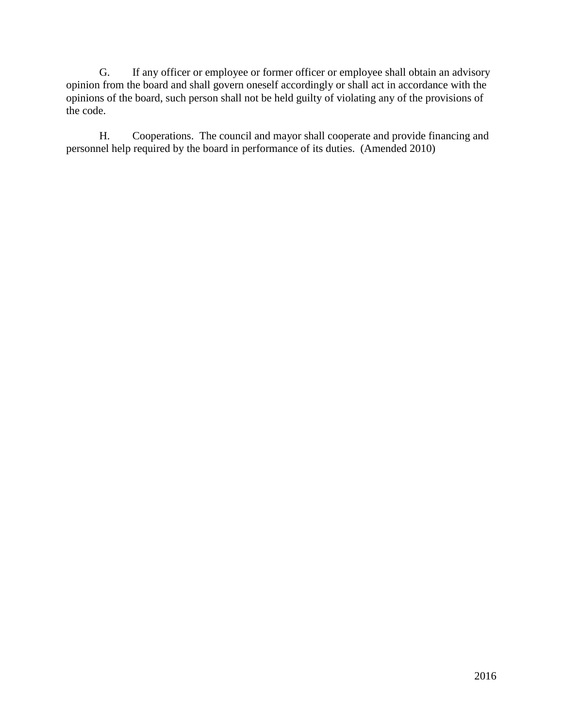G. If any officer or employee or former officer or employee shall obtain an advisory opinion from the board and shall govern oneself accordingly or shall act in accordance with the opinions of the board, such person shall not be held guilty of violating any of the provisions of the code.

H. Cooperations. The council and mayor shall cooperate and provide financing and personnel help required by the board in performance of its duties. (Amended 2010)